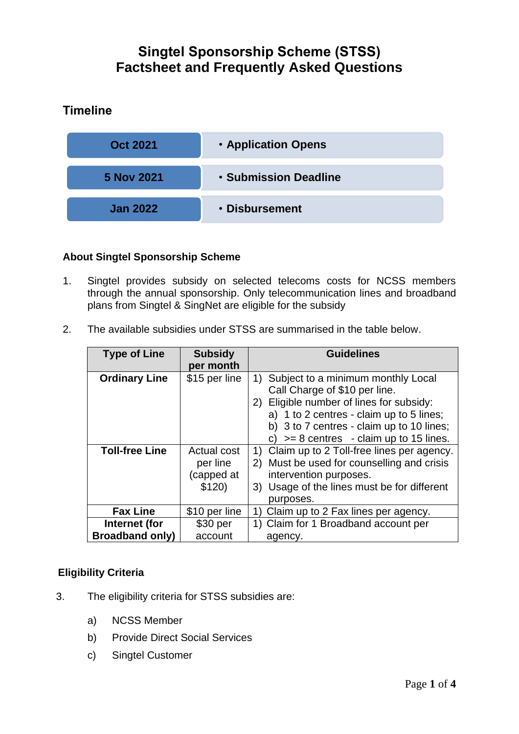# Singtel Sponsorship Scheme (STSS)
# Factsheet and Frequently Asked Questions

## Timeline

| Date | Event |
|---|---|
| Oct 2021 | • Application Opens |
| 5 Nov 2021 | • Submission Deadline |
| Jan 2022 | • Disbursement |

### About Singtel Sponsorship Scheme

1. Singtel provides subsidy on selected telecoms costs for NCSS members through the annual sponsorship. Only telecommunication lines and broadband plans from Singtel & SingNet are eligible for the subsidy

2. The available subsidies under STSS are summarised in the table below.

| Type of Line | Subsidy per month | Guidelines |
|---|---|---|
| **Ordinary Line** | $15 per line | 1) Subject to a minimum monthly Local Call Charge of $10 per line.<br>2) Eligible number of lines for subsidy:<br>a) 1 to 2 centres - claim up to 5 lines;<br>b) 3 to 7 centres - claim up to 10 lines;<br>c) >= 8 centres - claim up to 15 lines. |
| **Toll-free Line** | Actual cost per line (capped at $120) | 1) Claim up to 2 Toll-free lines per agency.<br>2) Must be used for counselling and crisis intervention purposes.<br>3) Usage of the lines must be for different purposes. |
| **Fax Line** | $10 per line | 1) Claim up to 2 Fax lines per agency. |
| **Internet (for Broadband only)** | $30 per account | 1) Claim for 1 Broadband account per agency. |

### Eligibility Criteria

3. The eligibility criteria for STSS subsidies are:

   a) NCSS Member

   b) Provide Direct Social Services

   c) Singtel Customer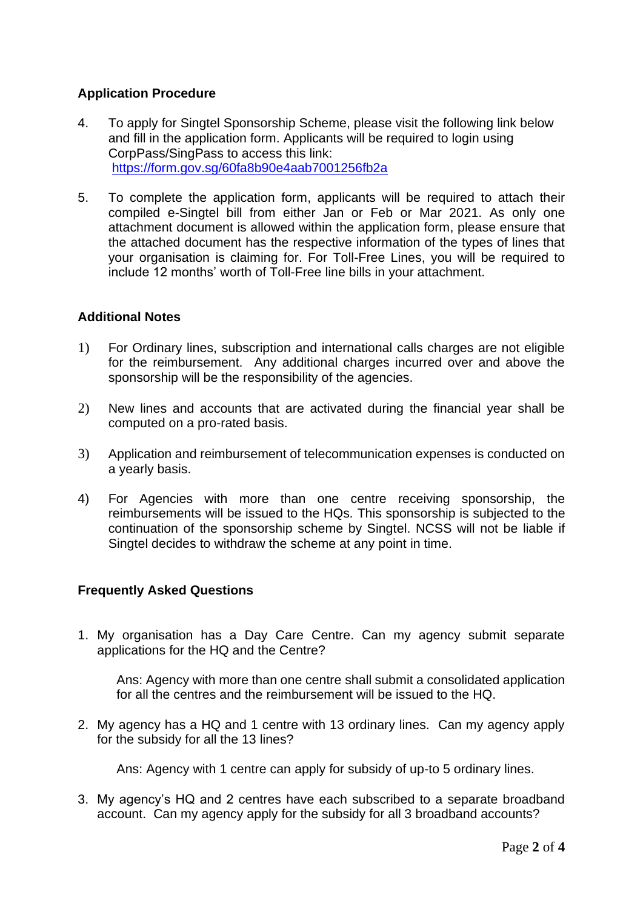## Application Procedure

4. To apply for Singtel Sponsorship Scheme, please visit the following link below and fill in the application form. Applicants will be required to login using CorpPass/SingPass to access this link: https://form.gov.sg/60fa8b90e4aab7001256fb2a

5. To complete the application form, applicants will be required to attach their compiled e-Singtel bill from either Jan or Feb or Mar 2021. As only one attachment document is allowed within the application form, please ensure that the attached document has the respective information of the types of lines that your organisation is claiming for. For Toll-Free Lines, you will be required to include 12 months' worth of Toll-Free line bills in your attachment.

## Additional Notes

1) For Ordinary lines, subscription and international calls charges are not eligible for the reimbursement. Any additional charges incurred over and above the sponsorship will be the responsibility of the agencies.

2) New lines and accounts that are activated during the financial year shall be computed on a pro-rated basis.

3) Application and reimbursement of telecommunication expenses is conducted on a yearly basis.

4) For Agencies with more than one centre receiving sponsorship, the reimbursements will be issued to the HQs. This sponsorship is subjected to the continuation of the sponsorship scheme by Singtel. NCSS will not be liable if Singtel decides to withdraw the scheme at any point in time.

## Frequently Asked Questions

1. My organisation has a Day Care Centre. Can my agency submit separate applications for the HQ and the Centre?

   Ans: Agency with more than one centre shall submit a consolidated application for all the centres and the reimbursement will be issued to the HQ.

2. My agency has a HQ and 1 centre with 13 ordinary lines. Can my agency apply for the subsidy for all the 13 lines?

   Ans: Agency with 1 centre can apply for subsidy of up-to 5 ordinary lines.

3. My agency's HQ and 2 centres have each subscribed to a separate broadband account. Can my agency apply for the subsidy for all 3 broadband accounts?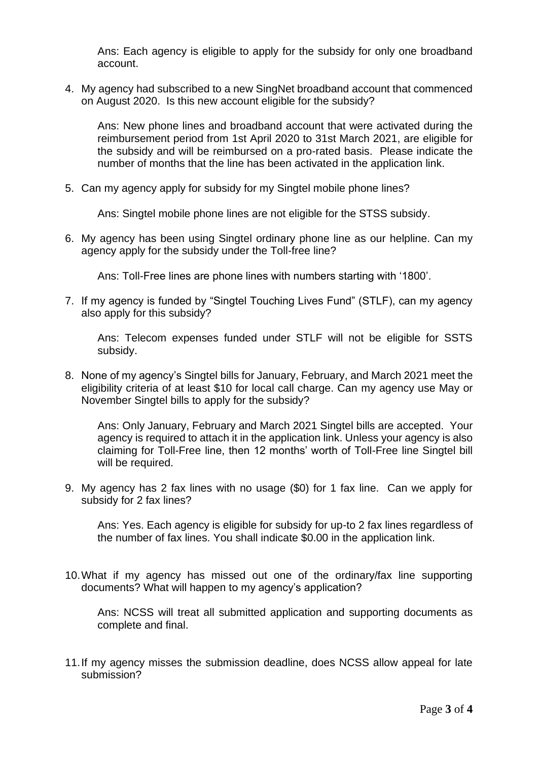Ans: Each agency is eligible to apply for the subsidy for only one broadband account.

4. My agency had subscribed to a new SingNet broadband account that commenced on August 2020. Is this new account eligible for the subsidy?

   Ans: New phone lines and broadband account that were activated during the reimbursement period from 1st April 2020 to 31st March 2021, are eligible for the subsidy and will be reimbursed on a pro-rated basis. Please indicate the number of months that the line has been activated in the application link.

5. Can my agency apply for subsidy for my Singtel mobile phone lines?

   Ans: Singtel mobile phone lines are not eligible for the STSS subsidy.

6. My agency has been using Singtel ordinary phone line as our helpline. Can my agency apply for the subsidy under the Toll-free line?

   Ans: Toll-Free lines are phone lines with numbers starting with '1800'.

7. If my agency is funded by "Singtel Touching Lives Fund" (STLF), can my agency also apply for this subsidy?

   Ans: Telecom expenses funded under STLF will not be eligible for SSTS subsidy.

8. None of my agency's Singtel bills for January, February, and March 2021 meet the eligibility criteria of at least $10 for local call charge. Can my agency use May or November Singtel bills to apply for the subsidy?

   Ans: Only January, February and March 2021 Singtel bills are accepted. Your agency is required to attach it in the application link. Unless your agency is also claiming for Toll-Free line, then 12 months' worth of Toll-Free line Singtel bill will be required.

9. My agency has 2 fax lines with no usage ($0) for 1 fax line. Can we apply for subsidy for 2 fax lines?

   Ans: Yes. Each agency is eligible for subsidy for up-to 2 fax lines regardless of the number of fax lines. You shall indicate $0.00 in the application link.

10. What if my agency has missed out one of the ordinary/fax line supporting documents? What will happen to my agency's application?

    Ans: NCSS will treat all submitted application and supporting documents as complete and final.

11. If my agency misses the submission deadline, does NCSS allow appeal for late submission?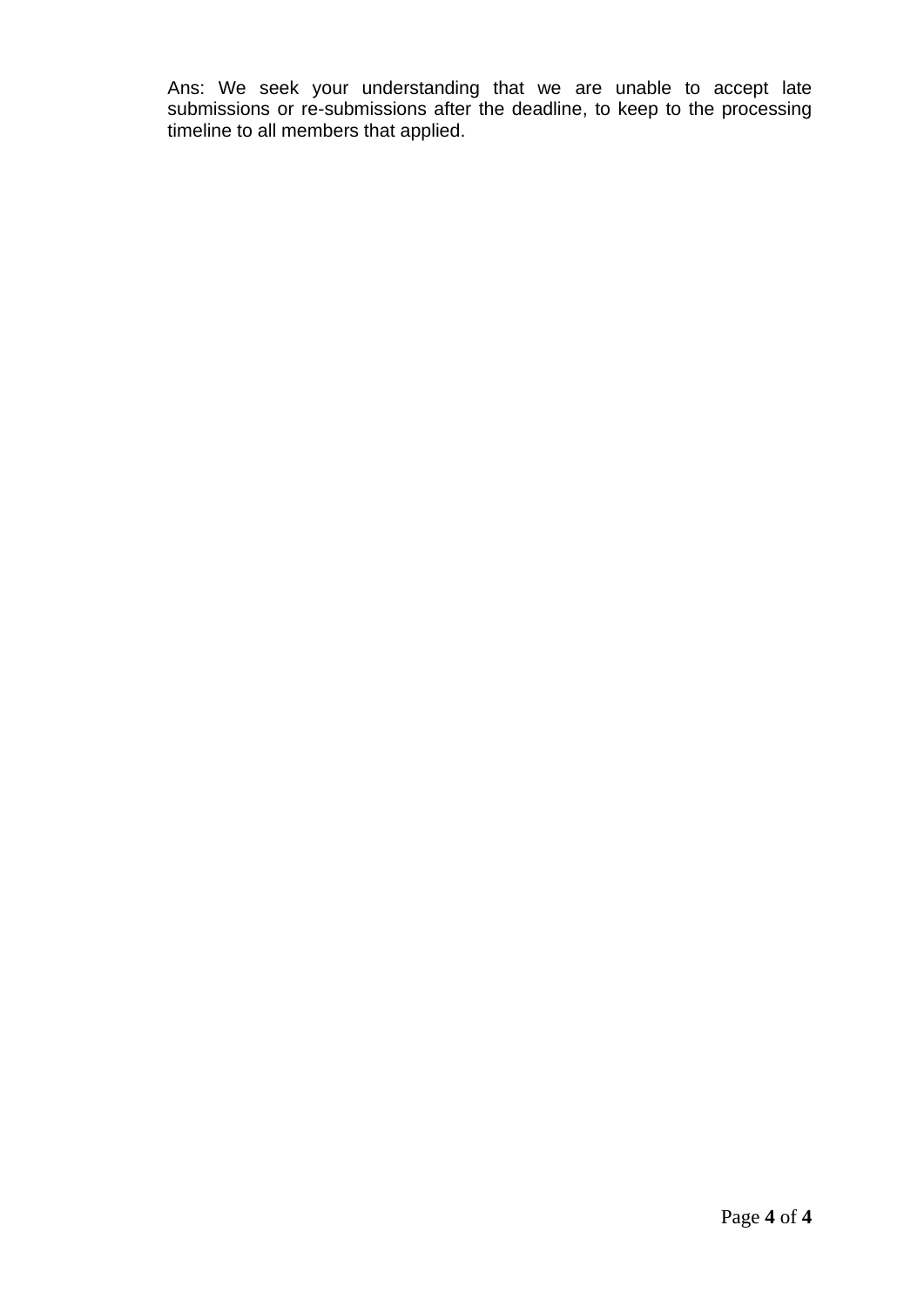Ans: We seek your understanding that we are unable to accept late submissions or re-submissions after the deadline, to keep to the processing timeline to all members that applied.